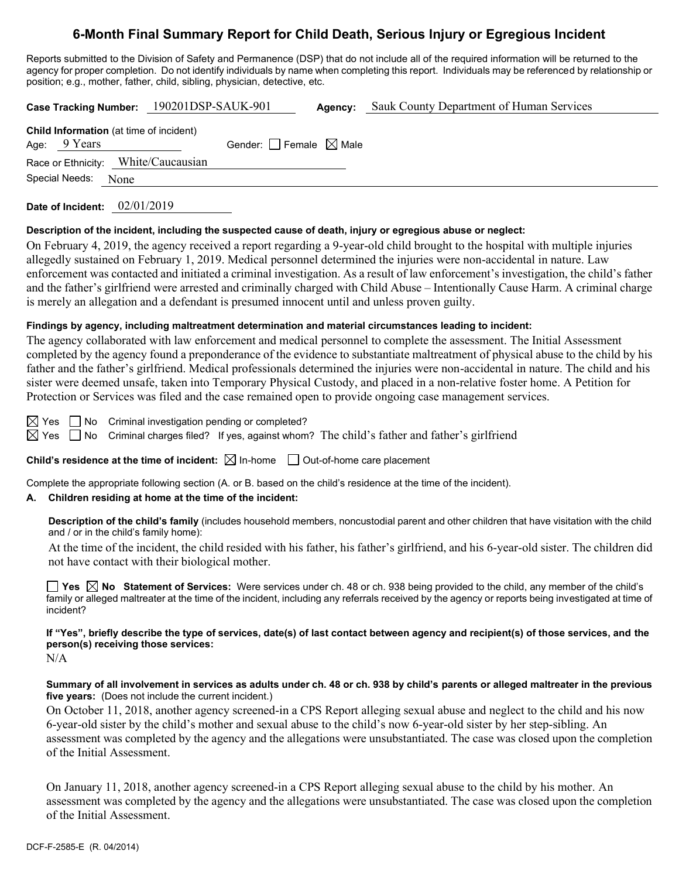# 6-Month Final Summary Report for Child Death, Serious Injury or Egregious Incident

Reports submitted to the Division of Safety and Permanence (DSP) that do not include all of the required information will be returned to the agency for proper completion. Do not identify individuals by name when completing this report. Individuals may be referenced by relationship or position; e.g., mother, father, child, sibling, physician, detective, etc.

**Case Tracking Number:** 190201DSP-SAUK-901 **Agency:** Sauk County Department of Human Services

**Child Information** (at time of incident)

Age: 9 Years Gender: ☐ Female ☒ Male

Race or Ethnicity: White/Caucasian

Special Needs: None

**Date of Incident:** 02/01/2019

**Description of the incident, including the suspected cause of death, injury or egregious abuse or neglect:**

On February 4, 2019, the agency received a report regarding a 9-year-old child brought to the hospital with multiple injuries allegedly sustained on February 1, 2019. Medical personnel determined the injuries were non-accidental in nature. Law enforcement was contacted and initiated a criminal investigation. As a result of law enforcement's investigation, the child's father and the father's girlfriend were arrested and criminally charged with Child Abuse – Intentionally Cause Harm. A criminal charge is merely an allegation and a defendant is presumed innocent until and unless proven guilty.

**Findings by agency, including maltreatment determination and material circumstances leading to incident:**

The agency collaborated with law enforcement and medical personnel to complete the assessment. The Initial Assessment completed by the agency found a preponderance of the evidence to substantiate maltreatment of physical abuse to the child by his father and the father's girlfriend. Medical professionals determined the injuries were non-accidental in nature. The child and his sister were deemed unsafe, taken into Temporary Physical Custody, and placed in a non-relative foster home. A Petition for Protection or Services was filed and the case remained open to provide ongoing case management services.

☒ Yes ☐ No Criminal investigation pending or completed?

☒ Yes ☐ No Criminal charges filed? If yes, against whom? The child's father and father's girlfriend

**Child's residence at the time of incident:** ☒ In-home ☐ Out-of-home care placement

Complete the appropriate following section (A. or B. based on the child's residence at the time of the incident).

**A. Children residing at home at the time of the incident:**

**Description of the child's family** (includes household members, noncustodial parent and other children that have visitation with the child and / or in the child's family home):

At the time of the incident, the child resided with his father, his father's girlfriend, and his 6-year-old sister. The children did not have contact with their biological mother.

☐ **Yes** ☒ **No** **Statement of Services:** Were services under ch. 48 or ch. 938 being provided to the child, any member of the child's family or alleged maltreater at the time of the incident, including any referrals received by the agency or reports being investigated at time of incident?

**If "Yes", briefly describe the type of services, date(s) of last contact between agency and recipient(s) of those services, and the person(s) receiving those services:**

N/A

**Summary of all involvement in services as adults under ch. 48 or ch. 938 by child's parents or alleged maltreater in the previous five years:** (Does not include the current incident.)

On October 11, 2018, another agency screened-in a CPS Report alleging sexual abuse and neglect to the child and his now 6-year-old sister by the child's mother and sexual abuse to the child's now 6-year-old sister by her step-sibling. An assessment was completed by the agency and the allegations were unsubstantiated. The case was closed upon the completion of the Initial Assessment.

On January 11, 2018, another agency screened-in a CPS Report alleging sexual abuse to the child by his mother. An assessment was completed by the agency and the allegations were unsubstantiated. The case was closed upon the completion of the Initial Assessment.

DCF-F-2585-E (R. 04/2014)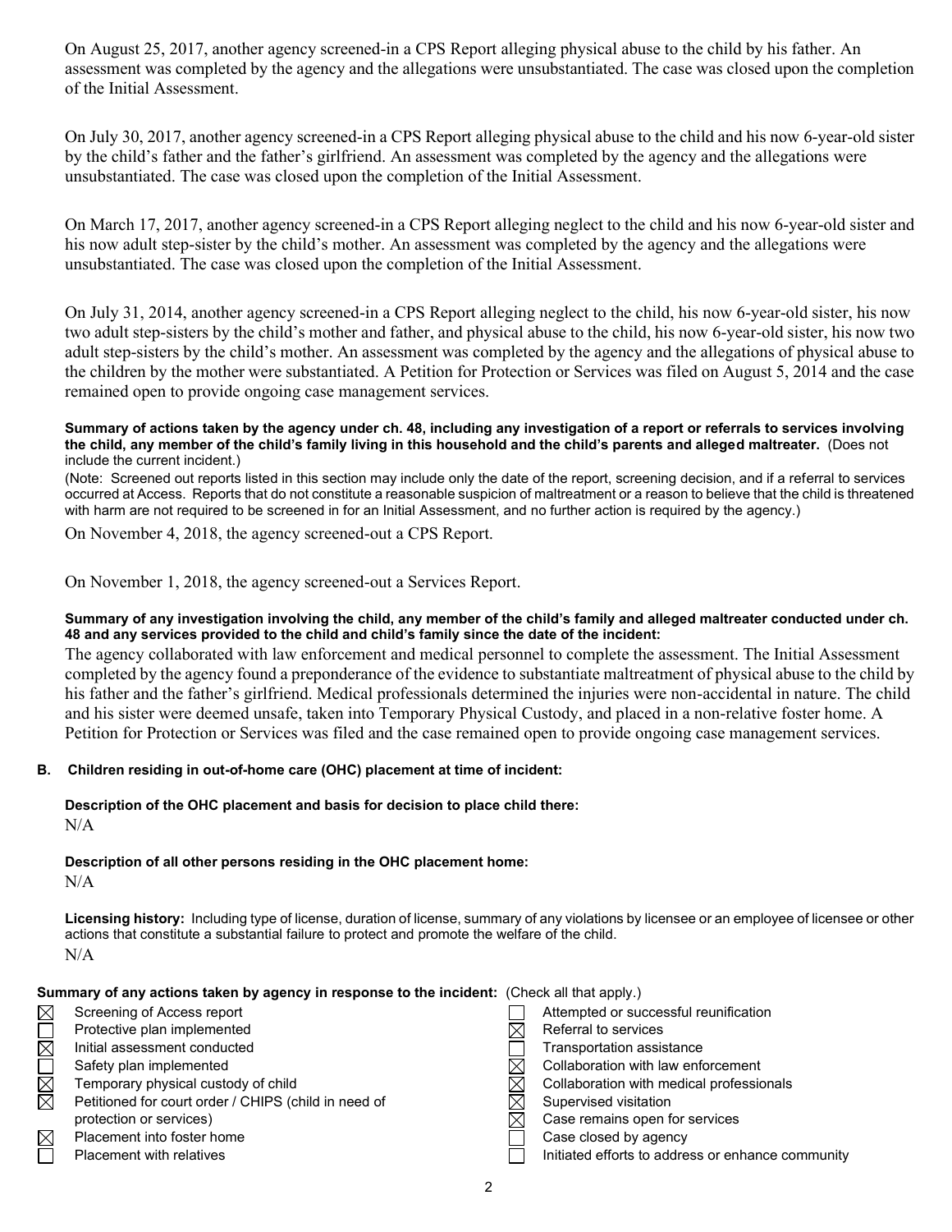On August 25, 2017, another agency screened-in a CPS Report alleging physical abuse to the child by his father. An assessment was completed by the agency and the allegations were unsubstantiated. The case was closed upon the completion of the Initial Assessment.

On July 30, 2017, another agency screened-in a CPS Report alleging physical abuse to the child and his now 6-year-old sister by the child's father and the father's girlfriend. An assessment was completed by the agency and the allegations were unsubstantiated. The case was closed upon the completion of the Initial Assessment.

On March 17, 2017, another agency screened-in a CPS Report alleging neglect to the child and his now 6-year-old sister and his now adult step-sister by the child's mother. An assessment was completed by the agency and the allegations were unsubstantiated. The case was closed upon the completion of the Initial Assessment.

On July 31, 2014, another agency screened-in a CPS Report alleging neglect to the child, his now 6-year-old sister, his now two adult step-sisters by the child's mother and father, and physical abuse to the child, his now 6-year-old sister, his now two adult step-sisters by the child's mother. An assessment was completed by the agency and the allegations of physical abuse to the children by the mother were substantiated. A Petition for Protection or Services was filed on August 5, 2014 and the case remained open to provide ongoing case management services.

**Summary of actions taken by the agency under ch. 48, including any investigation of a report or referrals to services involving the child, any member of the child's family living in this household and the child's parents and alleged maltreater.** (Does not include the current incident.)

(Note: Screened out reports listed in this section may include only the date of the report, screening decision, and if a referral to services occurred at Access. Reports that do not constitute a reasonable suspicion of maltreatment or a reason to believe that the child is threatened with harm are not required to be screened in for an Initial Assessment, and no further action is required by the agency.)

On November 4, 2018, the agency screened-out a CPS Report.

On November 1, 2018, the agency screened-out a Services Report.

**Summary of any investigation involving the child, any member of the child's family and alleged maltreater conducted under ch. 48 and any services provided to the child and child's family since the date of the incident:**

The agency collaborated with law enforcement and medical personnel to complete the assessment. The Initial Assessment completed by the agency found a preponderance of the evidence to substantiate maltreatment of physical abuse to the child by his father and the father's girlfriend. Medical professionals determined the injuries were non-accidental in nature. The child and his sister were deemed unsafe, taken into Temporary Physical Custody, and placed in a non-relative foster home. A Petition for Protection or Services was filed and the case remained open to provide ongoing case management services.

### B. Children residing in out-of-home care (OHC) placement at time of incident:

**Description of the OHC placement and basis for decision to place child there:**

N/A

**Description of all other persons residing in the OHC placement home:**

N/A

**Licensing history:** Including type of license, duration of license, summary of any violations by licensee or an employee of licensee or other actions that constitute a substantial failure to protect and promote the welfare of the child.

N/A

**Summary of any actions taken by agency in response to the incident:** (Check all that apply.)

- [x] Screening of Access report
- [ ] Protective plan implemented
- [x] Initial assessment conducted
- [ ] Safety plan implemented
- [x] Temporary physical custody of child
- [x] Petitioned for court order / CHIPS (child in need of protection or services)
- [x] Placement into foster home
- [ ] Placement with relatives
- [ ] Attempted or successful reunification
- [x] Referral to services
- [ ] Transportation assistance
- [x] Collaboration with law enforcement
- [x] Collaboration with medical professionals
- [x] Supervised visitation
- [x] Case remains open for services
- [ ] Case closed by agency
- [ ] Initiated efforts to address or enhance community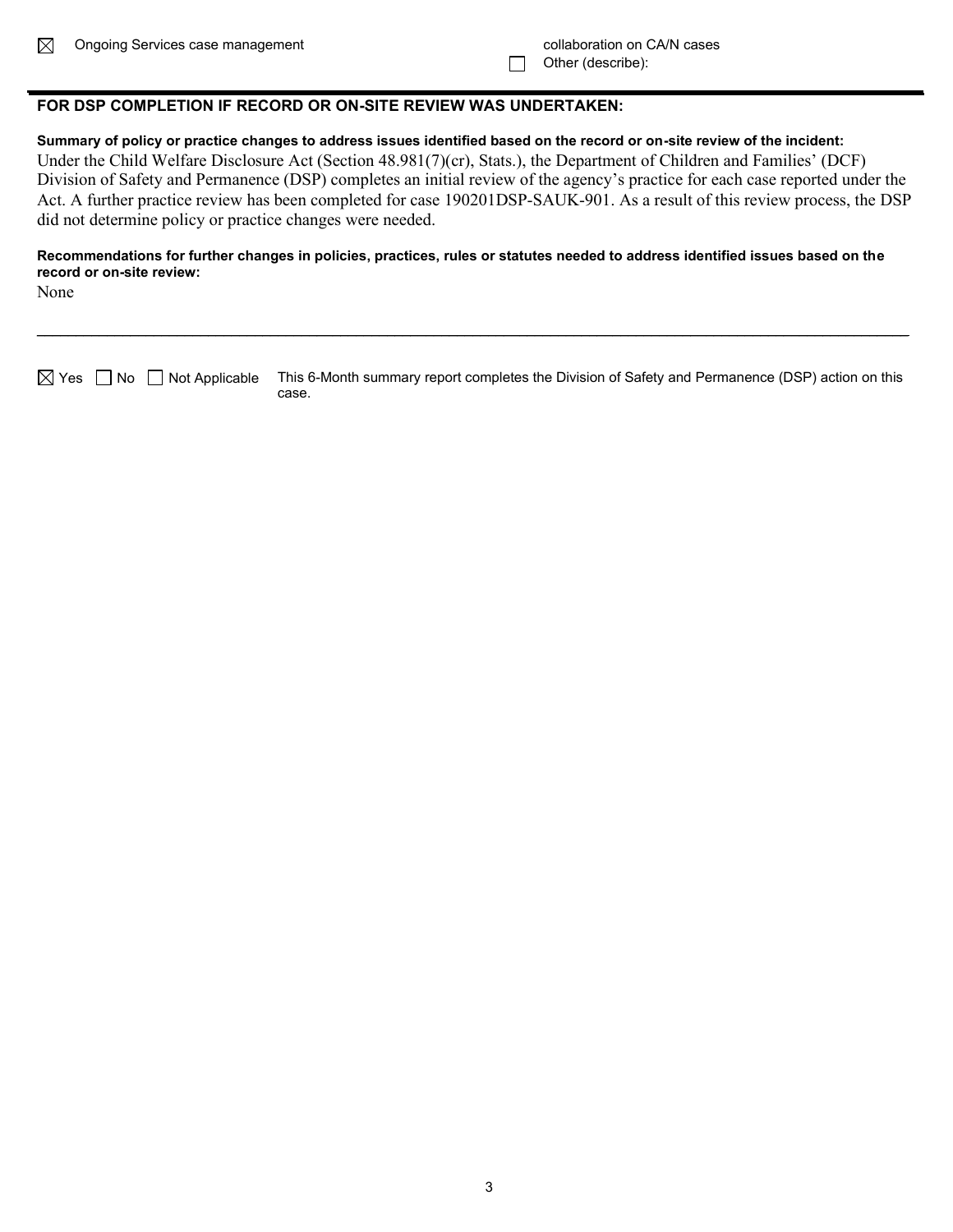☒ Ongoing Services case management

collaboration on CA/N cases

☐ Other (describe):

---

**FOR DSP COMPLETION IF RECORD OR ON-SITE REVIEW WAS UNDERTAKEN:**

**Summary of policy or practice changes to address issues identified based on the record or on-site review of the incident:**

Under the Child Welfare Disclosure Act (Section 48.981(7)(cr), Stats.), the Department of Children and Families' (DCF) Division of Safety and Permanence (DSP) completes an initial review of the agency's practice for each case reported under the Act. A further practice review has been completed for case 190201DSP-SAUK-901. As a result of this review process, the DSP did not determine policy or practice changes were needed.

**Recommendations for further changes in policies, practices, rules or statutes needed to address identified issues based on the record or on-site review:**

None

---

☒ Yes ☐ No ☐ Not Applicable This 6-Month summary report completes the Division of Safety and Permanence (DSP) action on this case.